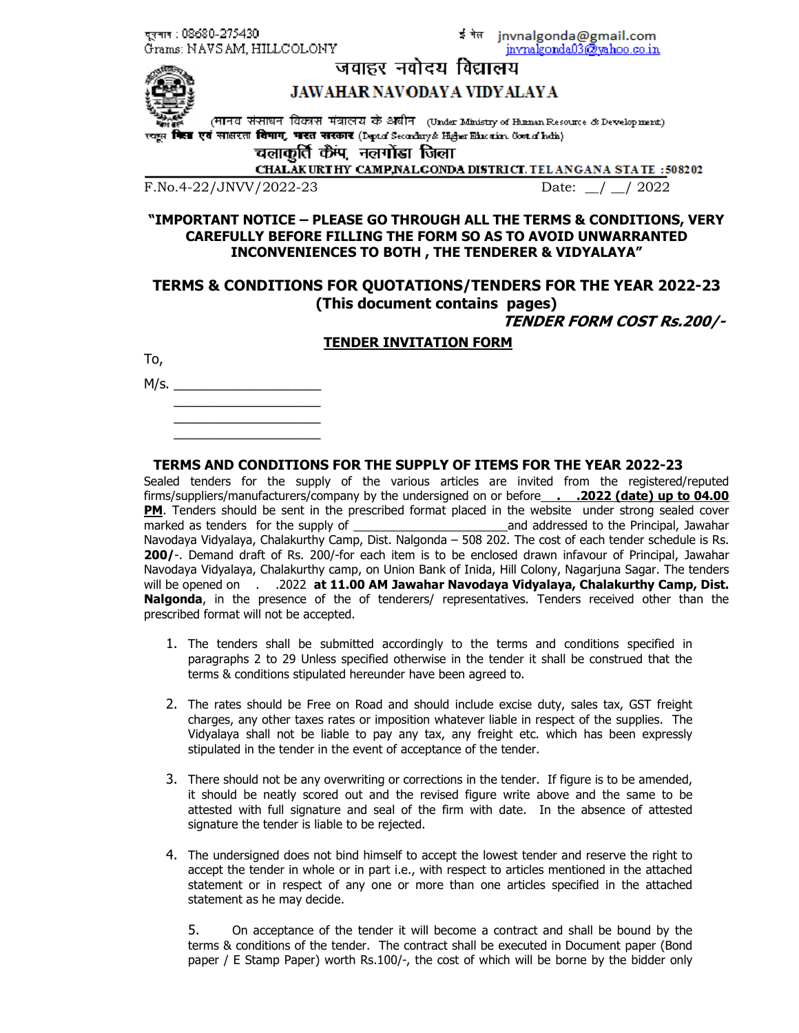दूरभाष : 08680-275430
Grams: NAVSAM, HILLCOLONY

ई मेल jnvnalgonda@gmail.com
jnvnalgonda03@yahoo.co.in

# जवाहर नवोदय विद्यालय
# JAWAHAR NAVODAYA VIDYALAYA

(मानव संसाधन विकास मंत्रालय के अधीन (Under Ministry of Human Resource & Development)
स्कूल शिक्षा एवं साक्षरता विभाग, भारत सरकार (Dept of Secondary & Higher Education. Govt of India)

चलाकुर्ति कैंप, नलगोंडा जिला
CHALAKURTHY CAMP,NALGONDA DISTRICT. TELANGANA STATE :508202

F.No.4-22/JNVV/2022-23 Date: __/ __/ 2022

**"IMPORTANT NOTICE – PLEASE GO THROUGH ALL THE TERMS & CONDITIONS, VERY CAREFULLY BEFORE FILLING THE FORM SO AS TO AVOID UNWARRANTED INCONVENIENCES TO BOTH , THE TENDERER & VIDYALAYA"**

## TERMS & CONDITIONS FOR QUOTATIONS/TENDERS FOR THE YEAR 2022-23
## (This document contains pages)

***TENDER FORM COST Rs.200/-***

**TENDER INVITATION FORM**

To,

M/s. ____________________
____________________
____________________
____________________

### TERMS AND CONDITIONS FOR THE SUPPLY OF ITEMS FOR THE YEAR 2022-23

Sealed tenders for the supply of the various articles are invited from the registered/reputed firms/suppliers/manufacturers/company by the undersigned on or before **. .2022 (date) up to 04.00 PM**. Tenders should be sent in the prescribed format placed in the website under strong sealed cover marked as tenders for the supply of ______________________and addressed to the Principal, Jawahar Navodaya Vidyalaya, Chalakurthy Camp, Dist. Nalgonda – 508 202. The cost of each tender schedule is Rs. **200/**-. Demand draft of Rs. 200/-for each item is to be enclosed drawn infavour of Principal, Jawahar Navodaya Vidyalaya, Chalakurthy camp, on Union Bank of Inida, Hill Colony, Nagarjuna Sagar. The tenders will be opened on . .2022 **at 11.00 AM Jawahar Navodaya Vidyalaya, Chalakurthy Camp, Dist. Nalgonda**, in the presence of the of tenderers/ representatives. Tenders received other than the prescribed format will not be accepted.

1. The tenders shall be submitted accordingly to the terms and conditions specified in paragraphs 2 to 29 Unless specified otherwise in the tender it shall be construed that the terms & conditions stipulated hereunder have been agreed to.

2. The rates should be Free on Road and should include excise duty, sales tax, GST freight charges, any other taxes rates or imposition whatever liable in respect of the supplies. The Vidyalaya shall not be liable to pay any tax, any freight etc. which has been expressly stipulated in the tender in the event of acceptance of the tender.

3. There should not be any overwriting or corrections in the tender. If figure is to be amended, it should be neatly scored out and the revised figure write above and the same to be attested with full signature and seal of the firm with date. In the absence of attested signature the tender is liable to be rejected.

4. The undersigned does not bind himself to accept the lowest tender and reserve the right to accept the tender in whole or in part i.e., with respect to articles mentioned in the attached statement or in respect of any one or more than one articles specified in the attached statement as he may decide.

5. On acceptance of the tender it will become a contract and shall be bound by the terms & conditions of the tender. The contract shall be executed in Document paper (Bond paper / E Stamp Paper) worth Rs.100/-, the cost of which will be borne by the bidder only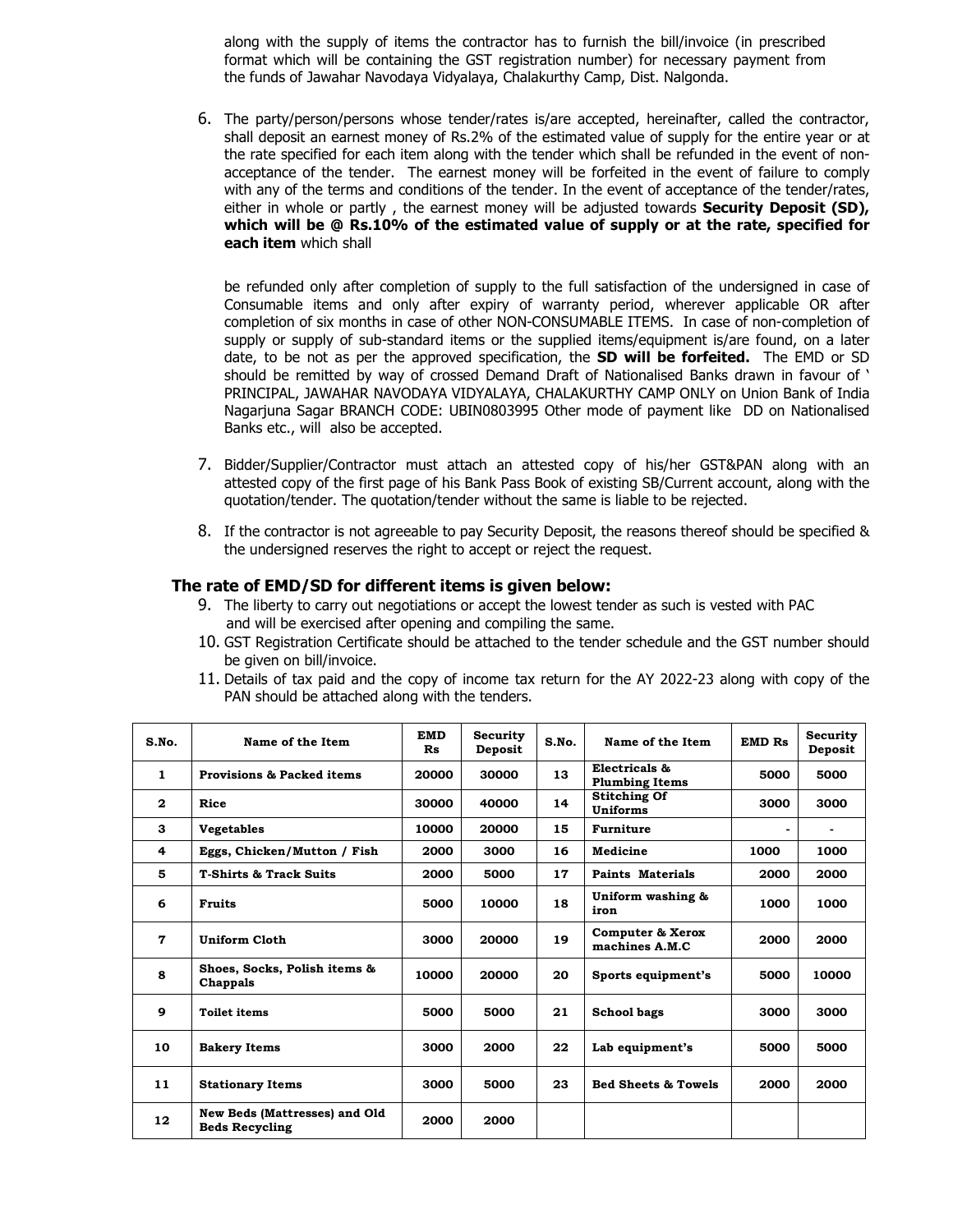along with the supply of items the contractor has to furnish the bill/invoice (in prescribed format which will be containing the GST registration number) for necessary payment from the funds of Jawahar Navodaya Vidyalaya, Chalakurthy Camp, Dist. Nalgonda.

6. The party/person/persons whose tender/rates is/are accepted, hereinafter, called the contractor, shall deposit an earnest money of Rs.2% of the estimated value of supply for the entire year or at the rate specified for each item along with the tender which shall be refunded in the event of non-acceptance of the tender. The earnest money will be forfeited in the event of failure to comply with any of the terms and conditions of the tender. In the event of acceptance of the tender/rates, either in whole or partly , the earnest money will be adjusted towards **Security Deposit (SD), which will be @ Rs.10% of the estimated value of supply or at the rate, specified for each item** which shall

   be refunded only after completion of supply to the full satisfaction of the undersigned in case of Consumable items and only after expiry of warranty period, wherever applicable OR after completion of six months in case of other NON-CONSUMABLE ITEMS. In case of non-completion of supply or supply of sub-standard items or the supplied items/equipment is/are found, on a later date, to be not as per the approved specification, the **SD will be forfeited.** The EMD or SD should be remitted by way of crossed Demand Draft of Nationalised Banks drawn in favour of ' PRINCIPAL, JAWAHAR NAVODAYA VIDYALAYA, CHALAKURTHY CAMP ONLY on Union Bank of India Nagarjuna Sagar BRANCH CODE: UBIN0803995 Other mode of payment like DD on Nationalised Banks etc., will also be accepted.

7. Bidder/Supplier/Contractor must attach an attested copy of his/her GST&PAN along with an attested copy of the first page of his Bank Pass Book of existing SB/Current account, along with the quotation/tender. The quotation/tender without the same is liable to be rejected.

8. If the contractor is not agreeable to pay Security Deposit, the reasons thereof should be specified & the undersigned reserves the right to accept or reject the request.

### The rate of EMD/SD for different items is given below:

9. The liberty to carry out negotiations or accept the lowest tender as such is vested with PAC and will be exercised after opening and compiling the same.
10. GST Registration Certificate should be attached to the tender schedule and the GST number should be given on bill/invoice.
11. Details of tax paid and the copy of income tax return for the AY 2022-23 along with copy of the PAN should be attached along with the tenders.

| S.No. | Name of the Item | EMD Rs | Security Deposit | S.No. | Name of the Item | EMD Rs | Security Deposit |
|---|---|---|---|---|---|---|---|
| 1 | Provisions & Packed items | 20000 | 30000 | 13 | Electricals & Plumbing Items | 5000 | 5000 |
| 2 | Rice | 30000 | 40000 | 14 | Stitching Of Uniforms | 3000 | 3000 |
| 3 | Vegetables | 10000 | 20000 | 15 | Furniture | - | - |
| 4 | Eggs, Chicken/Mutton / Fish | 2000 | 3000 | 16 | Medicine | 1000 | 1000 |
| 5 | T-Shirts & Track Suits | 2000 | 5000 | 17 | Paints Materials | 2000 | 2000 |
| 6 | Fruits | 5000 | 10000 | 18 | Uniform washing & iron | 1000 | 1000 |
| 7 | Uniform Cloth | 3000 | 20000 | 19 | Computer & Xerox machines A.M.C | 2000 | 2000 |
| 8 | Shoes, Socks, Polish items & Chappals | 10000 | 20000 | 20 | Sports equipment's | 5000 | 10000 |
| 9 | Toilet items | 5000 | 5000 | 21 | School bags | 3000 | 3000 |
| 10 | Bakery Items | 3000 | 2000 | 22 | Lab equipment's | 5000 | 5000 |
| 11 | Stationary Items | 3000 | 5000 | 23 | Bed Sheets & Towels | 2000 | 2000 |
| 12 | New Beds (Mattresses) and Old Beds Recycling | 2000 | 2000 | | | | |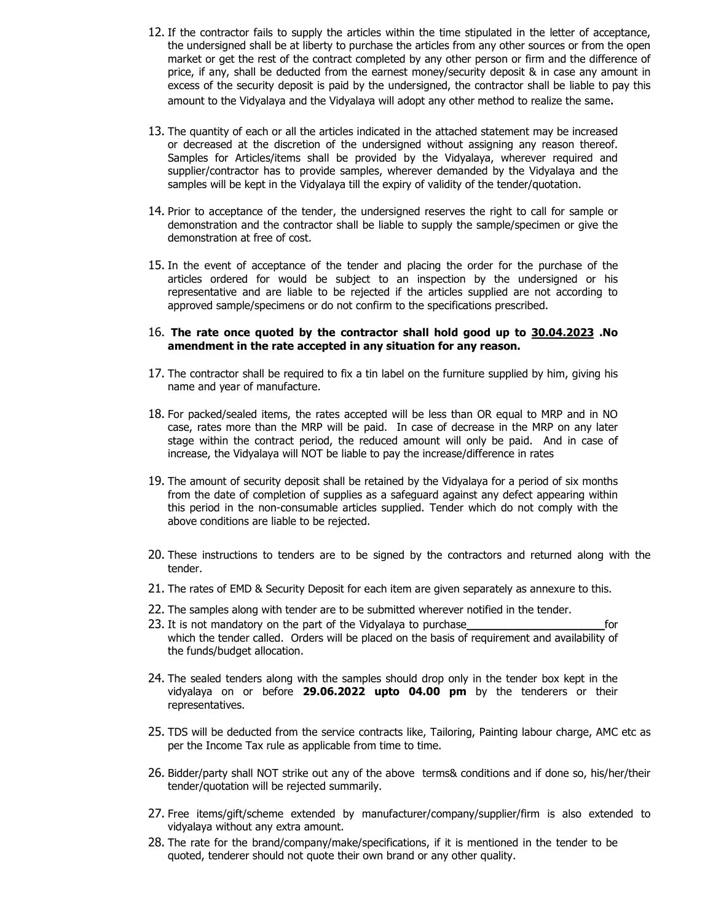12. If the contractor fails to supply the articles within the time stipulated in the letter of acceptance, the undersigned shall be at liberty to purchase the articles from any other sources or from the open market or get the rest of the contract completed by any other person or firm and the difference of price, if any, shall be deducted from the earnest money/security deposit & in case any amount in excess of the security deposit is paid by the undersigned, the contractor shall be liable to pay this amount to the Vidyalaya and the Vidyalaya will adopt any other method to realize the same.

13. The quantity of each or all the articles indicated in the attached statement may be increased or decreased at the discretion of the undersigned without assigning any reason thereof. Samples for Articles/items shall be provided by the Vidyalaya, wherever required and supplier/contractor has to provide samples, wherever demanded by the Vidyalaya and the samples will be kept in the Vidyalaya till the expiry of validity of the tender/quotation.

14. Prior to acceptance of the tender, the undersigned reserves the right to call for sample or demonstration and the contractor shall be liable to supply the sample/specimen or give the demonstration at free of cost.

15. In the event of acceptance of the tender and placing the order for the purchase of the articles ordered for would be subject to an inspection by the undersigned or his representative and are liable to be rejected if the articles supplied are not according to approved sample/specimens or do not confirm to the specifications prescribed.

16. **The rate once quoted by the contractor shall hold good up to <u>30.04.2023</u> .No amendment in the rate accepted in any situation for any reason.**

17. The contractor shall be required to fix a tin label on the furniture supplied by him, giving his name and year of manufacture.

18. For packed/sealed items, the rates accepted will be less than OR equal to MRP and in NO case, rates more than the MRP will be paid. In case of decrease in the MRP on any later stage within the contract period, the reduced amount will only be paid. And in case of increase, the Vidyalaya will NOT be liable to pay the increase/difference in rates

19. The amount of security deposit shall be retained by the Vidyalaya for a period of six months from the date of completion of supplies as a safeguard against any defect appearing within this period in the non-consumable articles supplied. Tender which do not comply with the above conditions are liable to be rejected.

20. These instructions to tenders are to be signed by the contractors and returned along with the tender.

21. The rates of EMD & Security Deposit for each item are given separately as annexure to this.

22. The samples along with tender are to be submitted wherever notified in the tender.

23. It is not mandatory on the part of the Vidyalaya to purchase_____________________for which the tender called. Orders will be placed on the basis of requirement and availability of the funds/budget allocation.

24. The sealed tenders along with the samples should drop only in the tender box kept in the vidyalaya on or before **29.06.2022 upto 04.00 pm** by the tenderers or their representatives.

25. TDS will be deducted from the service contracts like, Tailoring, Painting labour charge, AMC etc as per the Income Tax rule as applicable from time to time.

26. Bidder/party shall NOT strike out any of the above terms& conditions and if done so, his/her/their tender/quotation will be rejected summarily.

27. Free items/gift/scheme extended by manufacturer/company/supplier/firm is also extended to vidyalaya without any extra amount.

28. The rate for the brand/company/make/specifications, if it is mentioned in the tender to be quoted, tenderer should not quote their own brand or any other quality.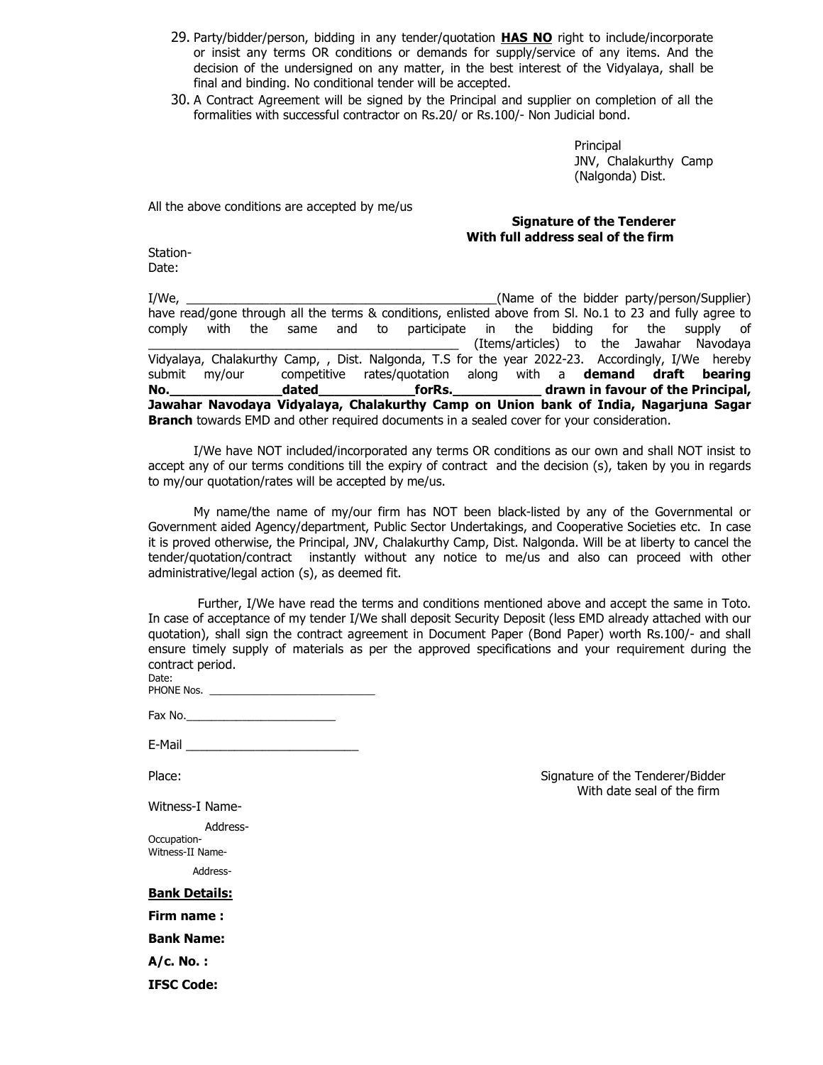29. Party/bidder/person, bidding in any tender/quotation **HAS NO** right to include/incorporate or insist any terms OR conditions or demands for supply/service of any items. And the decision of the undersigned on any matter, in the best interest of the Vidyalaya, shall be final and binding. No conditional tender will be accepted.
30. A Contract Agreement will be signed by the Principal and supplier on completion of all the formalities with successful contractor on Rs.20/ or Rs.100/- Non Judicial bond.

Principal
JNV, Chalakurthy Camp
(Nalgonda) Dist.

All the above conditions are accepted by me/us

**Signature of the Tenderer**
**With full address seal of the firm**

Station-
Date:

I/We, _______________________________________________(Name of the bidder party/person/Supplier) have read/gone through all the terms & conditions, enlisted above from Sl. No.1 to 23 and fully agree to comply with the same and to participate in the bidding for the supply of _____________________________________________ (Items/articles) to the Jawahar Navodaya Vidyalaya, Chalakurthy Camp, , Dist. Nalgonda, T.S for the year 2022-23. Accordingly, I/We hereby submit my/our competitive rates/quotation along with a **demand draft bearing No.______________dated____________forRs.___________ drawn in favour of the Principal, Jawahar Navodaya Vidyalaya, Chalakurthy Camp on Union bank of India, Nagarjuna Sagar Branch** towards EMD and other required documents in a sealed cover for your consideration.

I/We have NOT included/incorporated any terms OR conditions as our own and shall NOT insist to accept any of our terms conditions till the expiry of contract and the decision (s), taken by you in regards to my/our quotation/rates will be accepted by me/us.

My name/the name of my/our firm has NOT been black-listed by any of the Governmental or Government aided Agency/department, Public Sector Undertakings, and Cooperative Societies etc. In case it is proved otherwise, the Principal, JNV, Chalakurthy Camp, Dist. Nalgonda. Will be at liberty to cancel the tender/quotation/contract instantly without any notice to me/us and also can proceed with other administrative/legal action (s), as deemed fit.

Further, I/We have read the terms and conditions mentioned above and accept the same in Toto. In case of acceptance of my tender I/We shall deposit Security Deposit (less EMD already attached with our quotation), shall sign the contract agreement in Document Paper (Bond Paper) worth Rs.100/- and shall ensure timely supply of materials as per the approved specifications and your requirement during the contract period.

Date:
PHONE Nos. ___________________________

Fax No.________________________

E-Mail __________________________

Place:

Signature of the Tenderer/Bidder
With date seal of the firm

Witness-I Name-
Address-
Occupation-
Witness-II Name-
Address-

**Bank Details:**

**Firm name :**

**Bank Name:**

**A/c. No. :**

**IFSC Code:**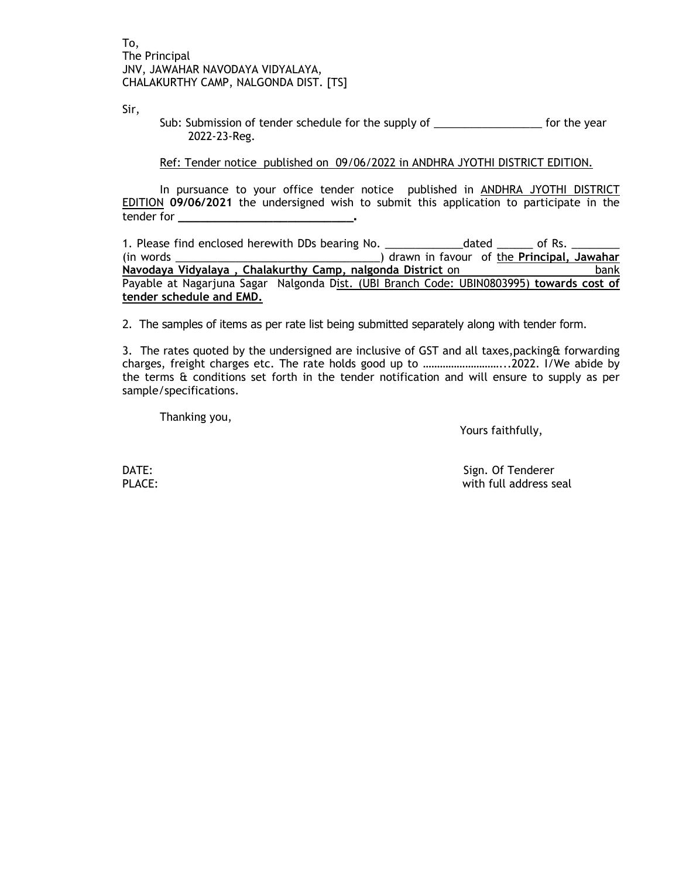To,
The Principal
JNV, JAWAHAR NAVODAYA VIDYALAYA,
CHALAKURTHY CAMP, NALGONDA DIST. [TS]

Sir,

Sub: Submission of tender schedule for the supply of __________________ for the year 2022-23-Reg.

Ref: Tender notice published on 09/06/2022 in ANDHRA JYOTHI DISTRICT EDITION.

In pursuance to your office tender notice published in ANDHRA JYOTHI DISTRICT EDITION **09/06/2021** the undersigned wish to submit this application to participate in the tender for **_____________________________.**

1. Please find enclosed herewith DDs bearing No. _____________dated ______ of Rs. ________ (in words __________________________________) drawn in favour of the **Principal, Jawahar Navodaya Vidyalaya , Chalakurthy Camp, nalgonda District** on ____________________ bank Payable at Nagarjuna Sagar Nalgonda Dist. (UBI Branch Code: UBIN0803995) **towards cost of tender schedule and EMD.**

2. The samples of items as per rate list being submitted separately along with tender form.

3. The rates quoted by the undersigned are inclusive of GST and all taxes,packing& forwarding charges, freight charges etc. The rate holds good up to ………………………...2022. I/We abide by the terms & conditions set forth in the tender notification and will ensure to supply as per sample/specifications.

Thanking you,

Yours faithfully,

DATE:

PLACE:

Sign. Of Tenderer
with full address seal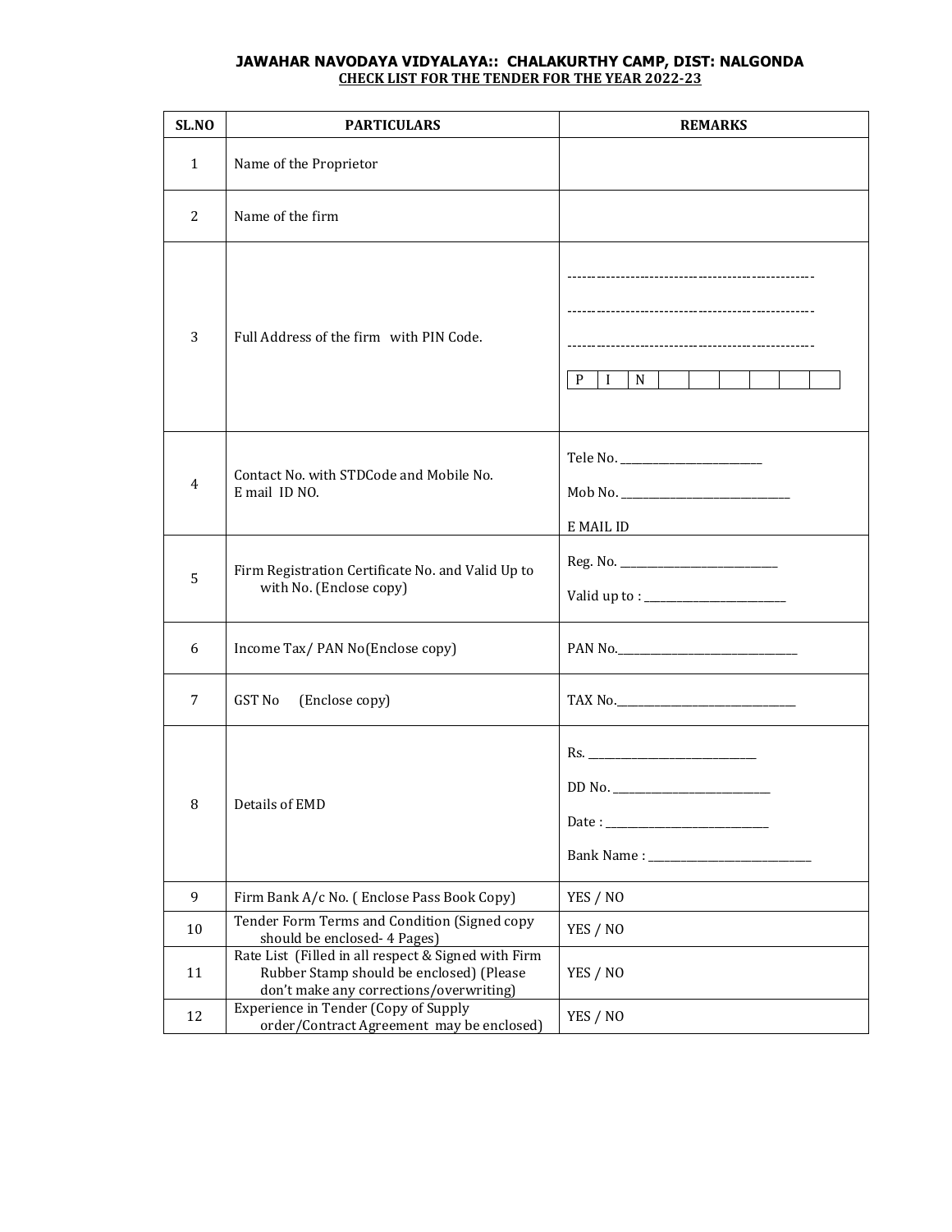**JAWAHAR NAVODAYA VIDYALAYA:: CHALAKURTHY CAMP, DIST: NALGONDA**

**CHECK LIST FOR THE TENDER FOR THE YEAR 2022-23**

| SL.NO | PARTICULARS | REMARKS |
|---|---|---|
| 1 | Name of the Proprietor | |
| 2 | Name of the firm | |
| 3 | Full Address of the firm with PIN Code. | ---------------------------------------------------- <br> ---------------------------------------------------- <br> ---------------------------------------------------- <br> PIN |
| 4 | Contact No. with STDCode and Mobile No. <br> E mail ID NO. | Tele No. ___________________________ <br> Mob No. _______________________________ <br> E MAIL ID |
| 5 | Firm Registration Certificate No. and Valid Up to with No. (Enclose copy) | Reg. No. ______________________________ <br> Valid up to : ___________________________ |
| 6 | Income Tax/ PAN No(Enclose copy) | PAN No.__________________________________ |
| 7 | GST No (Enclose copy) | TAX No.__________________________________ |
| 8 | Details of EMD | Rs. _______________________________ <br> DD No. _____________________________ <br> Date : _______________________________ <br> Bank Name : ______________________________ |
| 9 | Firm Bank A/c No. ( Enclose Pass Book Copy) | YES / NO |
| 10 | Tender Form Terms and Condition (Signed copy should be enclosed- 4 Pages) | YES / NO |
| 11 | Rate List (Filled in all respect & Signed with Firm Rubber Stamp should be enclosed) (Please don't make any corrections/overwriting) | YES / NO |
| 12 | Experience in Tender (Copy of Supply order/Contract Agreement may be enclosed) | YES / NO |